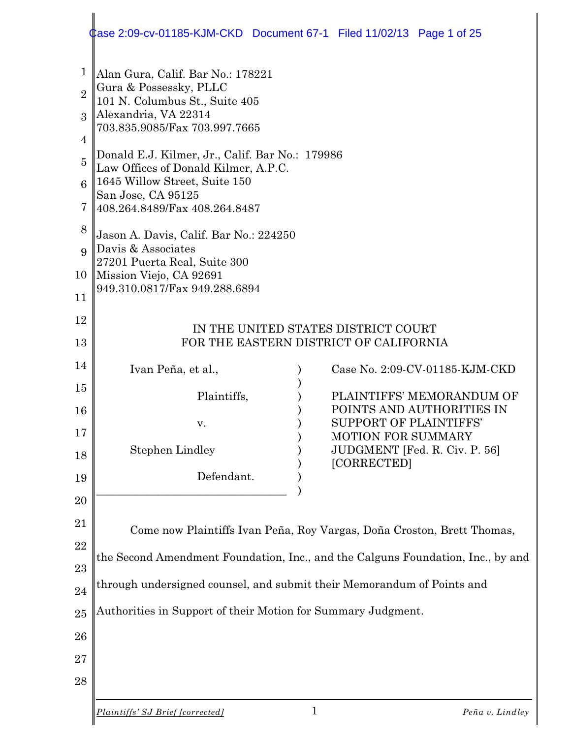Alan Gura, Calif. Bar No.: 178221
Gura & Possessky, PLLC
101 N. Columbus St., Suite 405
Alexandria, VA 22314
703.835.9085/Fax 703.997.7665

Donald E.J. Kilmer, Jr., Calif. Bar No.: 179986
Law Offices of Donald Kilmer, A.P.C.
1645 Willow Street, Suite 150
San Jose, CA 95125
408.264.8489/Fax 408.264.8487

Jason A. Davis, Calif. Bar No.: 224250
Davis & Associates
27201 Puerta Real, Suite 300
Mission Viejo, CA 92691
949.310.0817/Fax 949.288.6894

IN THE UNITED STATES DISTRICT COURT
FOR THE EASTERN DISTRICT OF CALIFORNIA

| | |
|---|---|
| Ivan Peña, et al., Plaintiffs, v. Stephen Lindley Defendant. | Case No. 2:09-CV-01185-KJM-CKD<br><br>PLAINTIFFS' MEMORANDUM OF POINTS AND AUTHORITIES IN SUPPORT OF PLAINTIFFS' MOTION FOR SUMMARY JUDGMENT [Fed. R. Civ. P. 56] [CORRECTED] |

Come now Plaintiffs Ivan Peña, Roy Vargas, Doña Croston, Brett Thomas, the Second Amendment Foundation, Inc., and the Calguns Foundation, Inc., by and through undersigned counsel, and submit their Memorandum of Points and Authorities in Support of their Motion for Summary Judgment.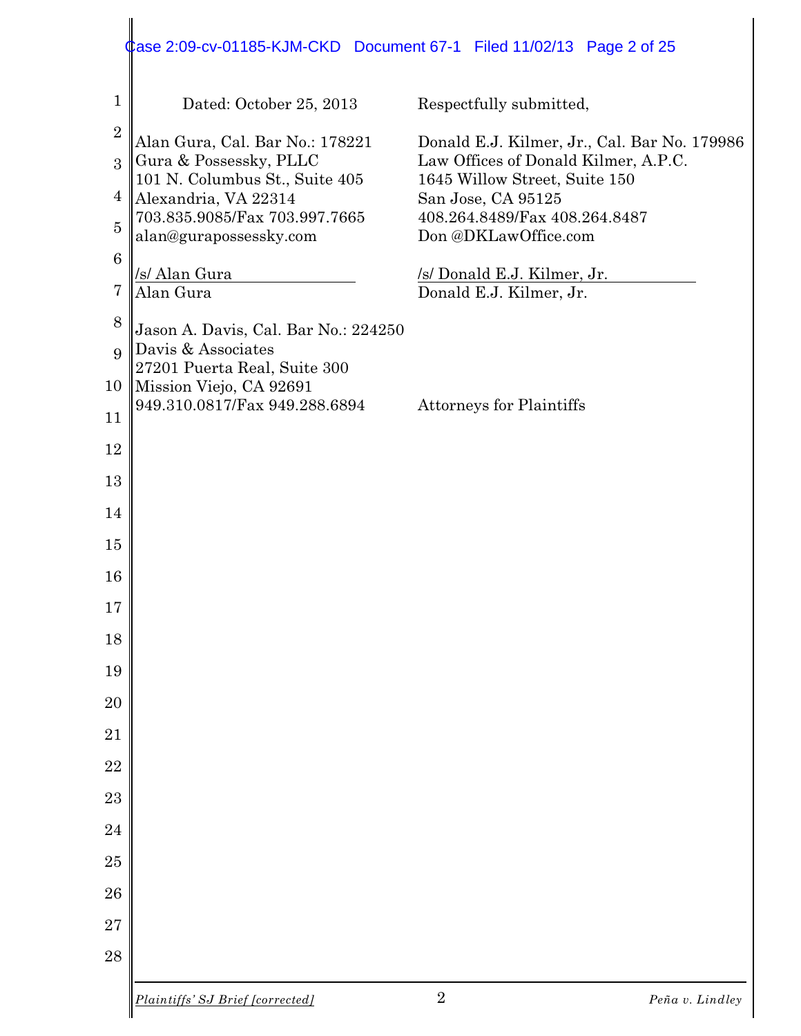Dated: October 25, 2013

Respectfully submitted,

Alan Gura, Cal. Bar No.: 178221
Gura & Possessky, PLLC
101 N. Columbus St., Suite 405
Alexandria, VA 22314
703.835.9085/Fax 703.997.7665
alan@gurapossessky.com

/s/ Alan Gura
Alan Gura

Jason A. Davis, Cal. Bar No.: 224250
Davis & Associates
27201 Puerta Real, Suite 300
Mission Viejo, CA 92691
949.310.0817/Fax 949.288.6894

Donald E.J. Kilmer, Jr., Cal. Bar No. 179986
Law Offices of Donald Kilmer, A.P.C.
1645 Willow Street, Suite 150
San Jose, CA 95125
408.264.8489/Fax 408.264.8487
Don @DKLawOffice.com

/s/ Donald E.J. Kilmer, Jr.
Donald E.J. Kilmer, Jr.

Attorneys for Plaintiffs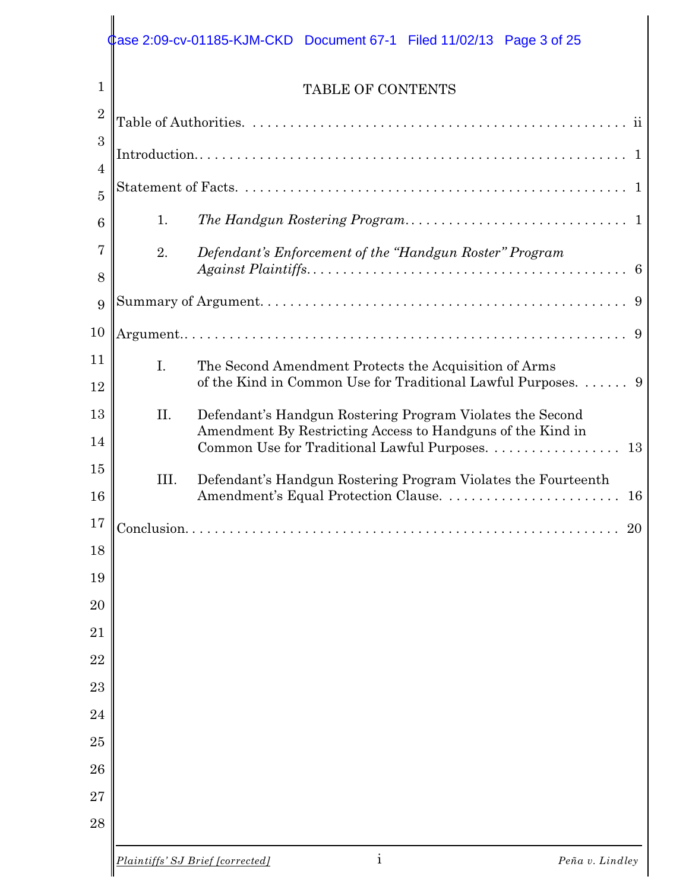# TABLE OF CONTENTS

Table of Authorities. . . . . . . . . . . . . . . . . . . . . . . . . . . . . . . . . . . . . . . . . . . . . . . . . ii

Introduction.. . . . . . . . . . . . . . . . . . . . . . . . . . . . . . . . . . . . . . . . . . . . . . . . . . . . . . . 1

Statement of Facts. . . . . . . . . . . . . . . . . . . . . . . . . . . . . . . . . . . . . . . . . . . . . . . . . . . 1

1. *The Handgun Rostering Program*. . . . . . . . . . . . . . . . . . . . . . . . . . . . . . 1

2. *Defendant's Enforcement of the "Handgun Roster" Program Against Plaintiffs*. . . . . . . . . . . . . . . . . . . . . . . . . . . . . . . . . . . . . . . . . 6

Summary of Argument. . . . . . . . . . . . . . . . . . . . . . . . . . . . . . . . . . . . . . . . . . . . . . . 9

Argument.. . . . . . . . . . . . . . . . . . . . . . . . . . . . . . . . . . . . . . . . . . . . . . . . . . . . . . . . . . 9

I. The Second Amendment Protects the Acquisition of Arms of the Kind in Common Use for Traditional Lawful Purposes. . . . . . . 9

II. Defendant's Handgun Rostering Program Violates the Second Amendment By Restricting Access to Handguns of the Kind in Common Use for Traditional Lawful Purposes. . . . . . . . . . . . . . . . . . 13

III. Defendant's Handgun Rostering Program Violates the Fourteenth Amendment's Equal Protection Clause. . . . . . . . . . . . . . . . . . . . . . . . . 16

Conclusion. . . . . . . . . . . . . . . . . . . . . . . . . . . . . . . . . . . . . . . . . . . . . . . . . . . . . . . . . 20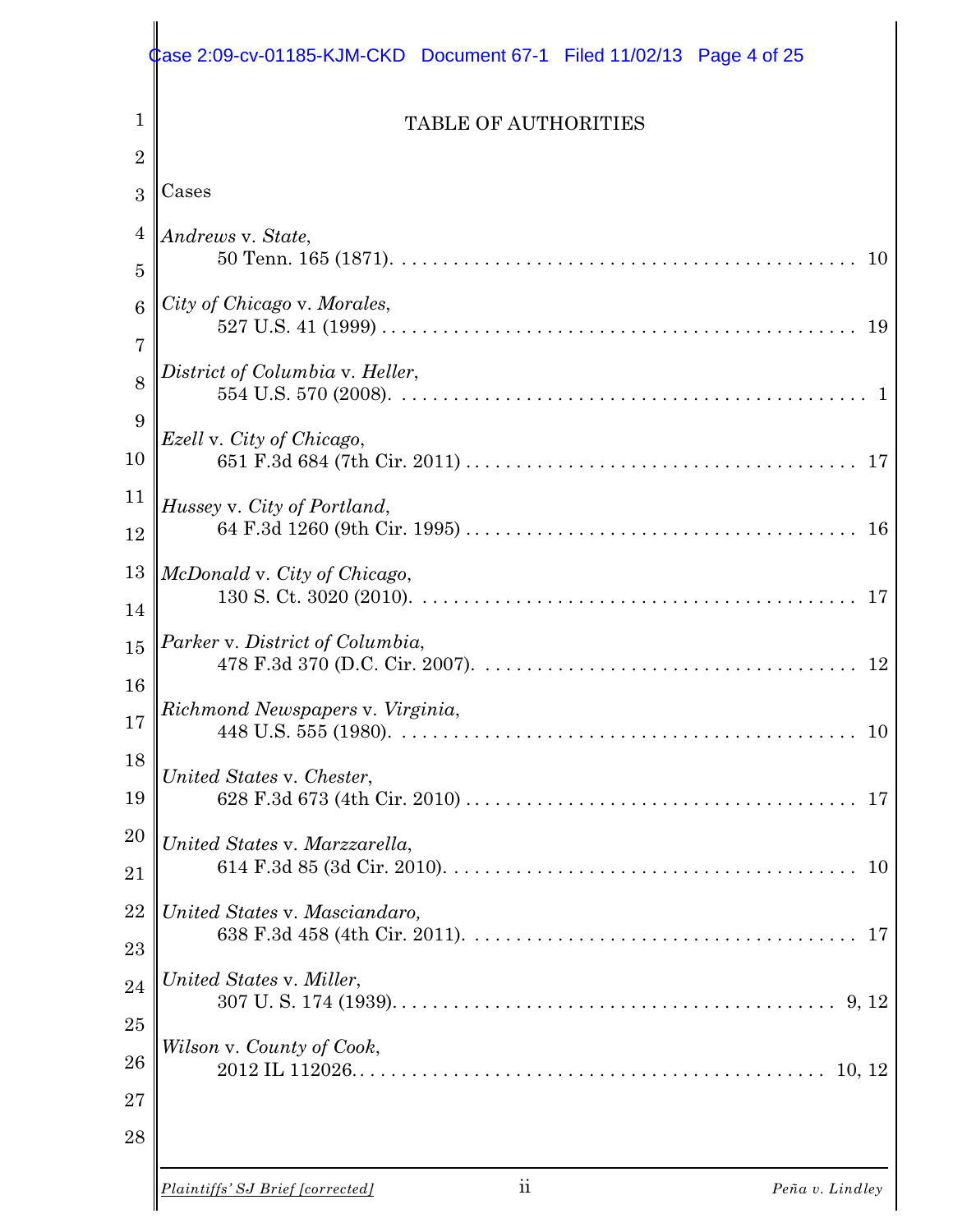# TABLE OF AUTHORITIES

Cases

*Andrews* v. *State*,
50 Tenn. 165 (1871). . . . . . . . . . . . . . . . . . . . . . . . . . . . . . . . . . . . . . . . . . . . . . 10

*City of Chicago* v. *Morales*,
527 U.S. 41 (1999) . . . . . . . . . . . . . . . . . . . . . . . . . . . . . . . . . . . . . . . . . . . . . . 19

*District of Columbia* v. *Heller*,
554 U.S. 570 (2008). . . . . . . . . . . . . . . . . . . . . . . . . . . . . . . . . . . . . . . . . . . . . . 1

*Ezell* v. *City of Chicago*,
651 F.3d 684 (7th Cir. 2011) . . . . . . . . . . . . . . . . . . . . . . . . . . . . . . . . . . . . . . 17

*Hussey* v. *City of Portland*,
64 F.3d 1260 (9th Cir. 1995) . . . . . . . . . . . . . . . . . . . . . . . . . . . . . . . . . . . . . . 16

*McDonald* v. *City of Chicago*,
130 S. Ct. 3020 (2010). . . . . . . . . . . . . . . . . . . . . . . . . . . . . . . . . . . . . . . . . . . 17

*Parker* v. *District of Columbia*,
478 F.3d 370 (D.C. Cir. 2007). . . . . . . . . . . . . . . . . . . . . . . . . . . . . . . . . . . . . 12

*Richmond Newspapers* v. *Virginia*,
448 U.S. 555 (1980). . . . . . . . . . . . . . . . . . . . . . . . . . . . . . . . . . . . . . . . . . . . . 10

*United States* v. *Chester*,
628 F.3d 673 (4th Cir. 2010) . . . . . . . . . . . . . . . . . . . . . . . . . . . . . . . . . . . . . . 17

*United States* v. *Marzzarella*,
614 F.3d 85 (3d Cir. 2010). . . . . . . . . . . . . . . . . . . . . . . . . . . . . . . . . . . . . . . . 10

*United States* v. *Masciandaro,*
638 F.3d 458 (4th Cir. 2011). . . . . . . . . . . . . . . . . . . . . . . . . . . . . . . . . . . . . . 17

*United States* v. *Miller*,
307 U. S. 174 (1939). . . . . . . . . . . . . . . . . . . . . . . . . . . . . . . . . . . . . . . . . . 9, 12

*Wilson* v. *County of Cook*,
2012 IL 112026. . . . . . . . . . . . . . . . . . . . . . . . . . . . . . . . . . . . . . . . . . . . . 10, 12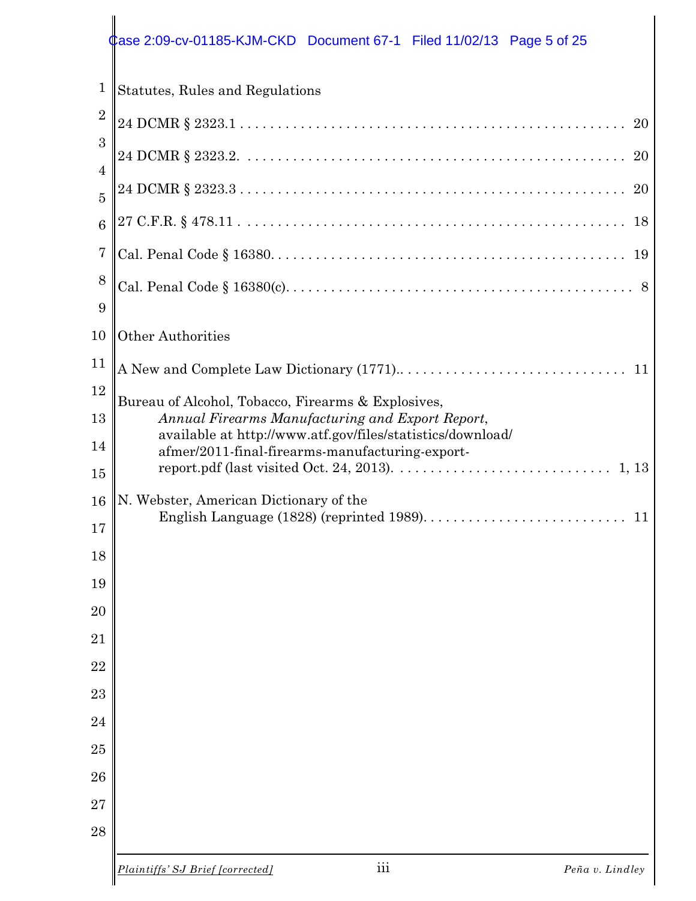Statutes, Rules and Regulations

24 DCMR § 2323.1 . . . . . . . . . . . . . . . . . . . . . . . . . . . . . . . . . . . . . . . . . . . . . . . . 20

24 DCMR § 2323.2. . . . . . . . . . . . . . . . . . . . . . . . . . . . . . . . . . . . . . . . . . . . . . . . 20

24 DCMR § 2323.3 . . . . . . . . . . . . . . . . . . . . . . . . . . . . . . . . . . . . . . . . . . . . . . . . 20

27 C.F.R. § 478.11 . . . . . . . . . . . . . . . . . . . . . . . . . . . . . . . . . . . . . . . . . . . . . . . . 18

Cal. Penal Code § 16380. . . . . . . . . . . . . . . . . . . . . . . . . . . . . . . . . . . . . . . . . . . . . 19

Cal. Penal Code § 16380(c). . . . . . . . . . . . . . . . . . . . . . . . . . . . . . . . . . . . . . . . . . . 8

Other Authorities

A New and Complete Law Dictionary (1771).. . . . . . . . . . . . . . . . . . . . . . . . . . . . . 11

Bureau of Alcohol, Tobacco, Firearms & Explosives,
*Annual Firearms Manufacturing and Export Report*,
available at http://www.atf.gov/files/statistics/download/
afmer/2011-final-firearms-manufacturing-export-
report.pdf (last visited Oct. 24, 2013). . . . . . . . . . . . . . . . . . . . . . . . . . . . 1, 13

N. Webster, American Dictionary of the
English Language (1828) (reprinted 1989). . . . . . . . . . . . . . . . . . . . . . . . . . . 11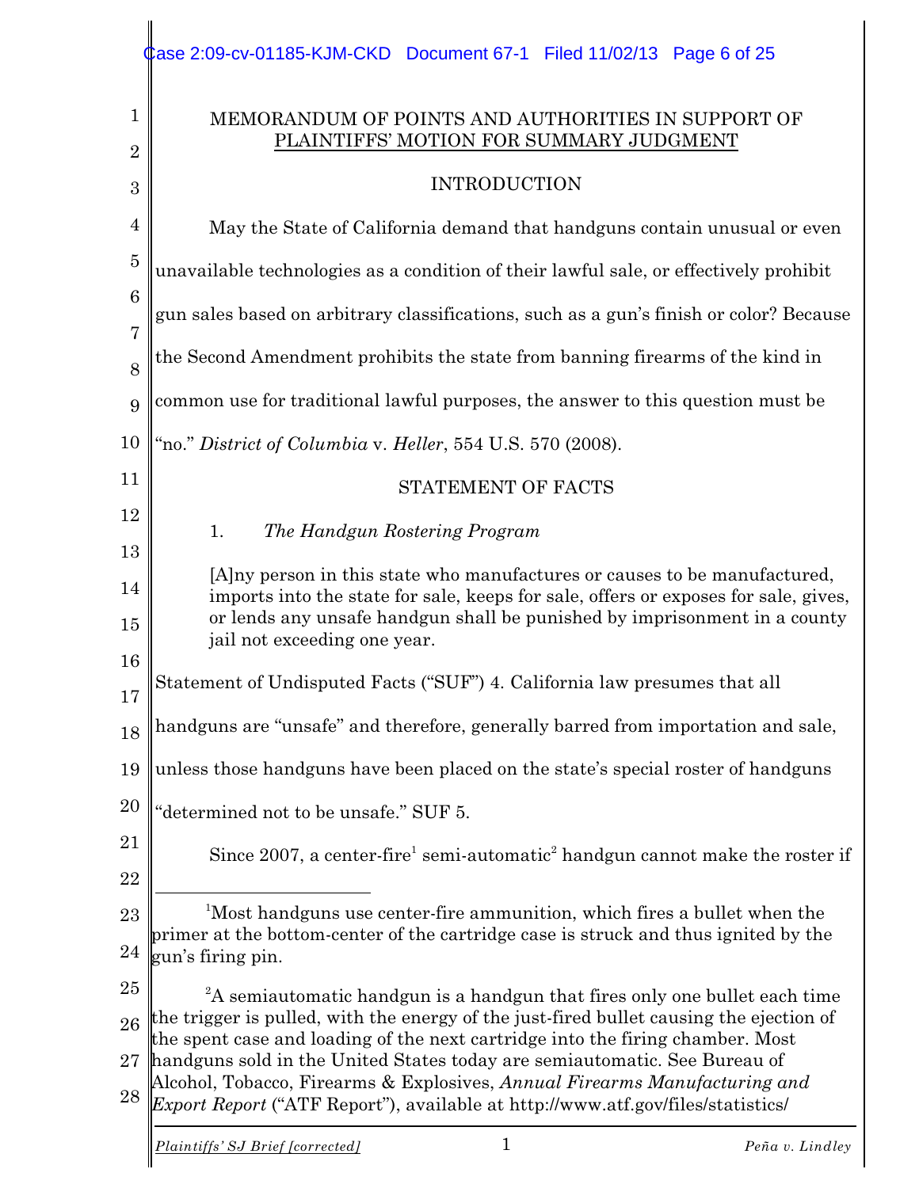MEMORANDUM OF POINTS AND AUTHORITIES IN SUPPORT OF PLAINTIFFS' MOTION FOR SUMMARY JUDGMENT

## INTRODUCTION

May the State of California demand that handguns contain unusual or even unavailable technologies as a condition of their lawful sale, or effectively prohibit gun sales based on arbitrary classifications, such as a gun's finish or color? Because the Second Amendment prohibits the state from banning firearms of the kind in common use for traditional lawful purposes, the answer to this question must be "no." *District of Columbia* v. *Heller*, 554 U.S. 570 (2008).

## STATEMENT OF FACTS

### 1. *The Handgun Rostering Program*

> [A]ny person in this state who manufactures or causes to be manufactured, imports into the state for sale, keeps for sale, offers or exposes for sale, gives, or lends any unsafe handgun shall be punished by imprisonment in a county jail not exceeding one year.

Statement of Undisputed Facts ("SUF") 4. California law presumes that all handguns are "unsafe" and therefore, generally barred from importation and sale, unless those handguns have been placed on the state's special roster of handguns "determined not to be unsafe." SUF 5.

Since 2007, a center-fire[1] semi-automatic[2] handgun cannot make the roster if

---

[1] Most handguns use center-fire ammunition, which fires a bullet when the primer at the bottom-center of the cartridge case is struck and thus ignited by the gun's firing pin.

[2] A semiautomatic handgun is a handgun that fires only one bullet each time the trigger is pulled, with the energy of the just-fired bullet causing the ejection of the spent case and loading of the next cartridge into the firing chamber. Most handguns sold in the United States today are semiautomatic. See Bureau of Alcohol, Tobacco, Firearms & Explosives, *Annual Firearms Manufacturing and Export Report* ("ATF Report"), available at http://www.atf.gov/files/statistics/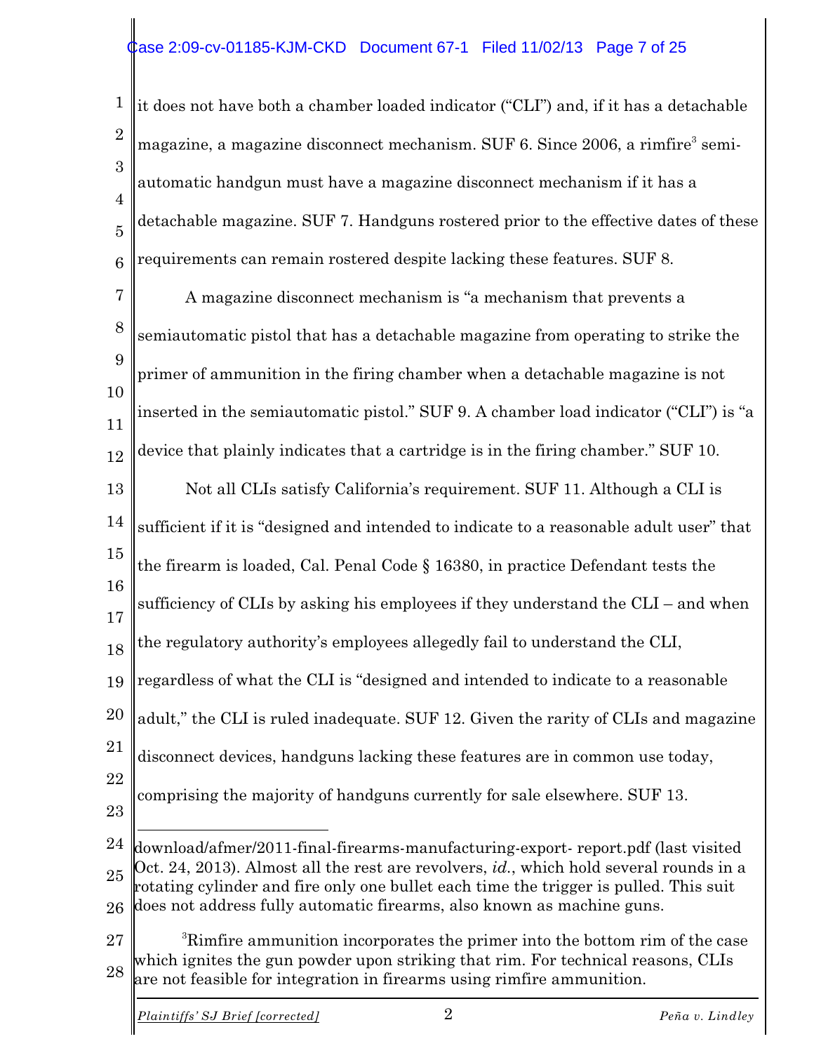it does not have both a chamber loaded indicator ("CLI") and, if it has a detachable magazine, a magazine disconnect mechanism. SUF 6. Since 2006, a rimfire[3] semi-automatic handgun must have a magazine disconnect mechanism if it has a detachable magazine. SUF 7. Handguns rostered prior to the effective dates of these requirements can remain rostered despite lacking these features. SUF 8.

A magazine disconnect mechanism is "a mechanism that prevents a semiautomatic pistol that has a detachable magazine from operating to strike the primer of ammunition in the firing chamber when a detachable magazine is not inserted in the semiautomatic pistol." SUF 9. A chamber load indicator ("CLI") is "a device that plainly indicates that a cartridge is in the firing chamber." SUF 10.

Not all CLIs satisfy California's requirement. SUF 11. Although a CLI is sufficient if it is "designed and intended to indicate to a reasonable adult user" that the firearm is loaded, Cal. Penal Code § 16380, in practice Defendant tests the sufficiency of CLIs by asking his employees if they understand the CLI – and when the regulatory authority's employees allegedly fail to understand the CLI, regardless of what the CLI is "designed and intended to indicate to a reasonable adult," the CLI is ruled inadequate. SUF 12. Given the rarity of CLIs and magazine disconnect devices, handguns lacking these features are in common use today, comprising the majority of handguns currently for sale elsewhere. SUF 13.

---

download/afmer/2011-final-firearms-manufacturing-export- report.pdf (last visited Oct. 24, 2013). Almost all the rest are revolvers, *id.*, which hold several rounds in a rotating cylinder and fire only one bullet each time the trigger is pulled. This suit does not address fully automatic firearms, also known as machine guns.

[3] Rimfire ammunition incorporates the primer into the bottom rim of the case which ignites the gun powder upon striking that rim. For technical reasons, CLIs are not feasible for integration in firearms using rimfire ammunition.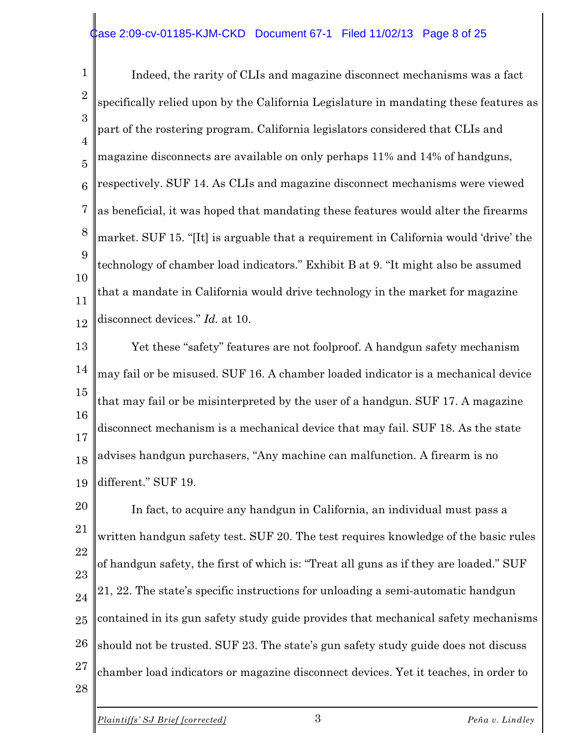Indeed, the rarity of CLIs and magazine disconnect mechanisms was a fact specifically relied upon by the California Legislature in mandating these features as part of the rostering program. California legislators considered that CLIs and magazine disconnects are available on only perhaps 11% and 14% of handguns, respectively. SUF 14. As CLIs and magazine disconnect mechanisms were viewed as beneficial, it was hoped that mandating these features would alter the firearms market. SUF 15. "[It] is arguable that a requirement in California would 'drive' the technology of chamber load indicators." Exhibit B at 9. "It might also be assumed that a mandate in California would drive technology in the market for magazine disconnect devices." *Id.* at 10.

Yet these "safety" features are not foolproof. A handgun safety mechanism may fail or be misused. SUF 16. A chamber loaded indicator is a mechanical device that may fail or be misinterpreted by the user of a handgun. SUF 17. A magazine disconnect mechanism is a mechanical device that may fail. SUF 18. As the state advises handgun purchasers, "Any machine can malfunction. A firearm is no different." SUF 19.

In fact, to acquire any handgun in California, an individual must pass a written handgun safety test. SUF 20. The test requires knowledge of the basic rules of handgun safety, the first of which is: "Treat all guns as if they are loaded." SUF 21, 22. The state's specific instructions for unloading a semi-automatic handgun contained in its gun safety study guide provides that mechanical safety mechanisms should not be trusted. SUF 23. The state's gun safety study guide does not discuss chamber load indicators or magazine disconnect devices. Yet it teaches, in order to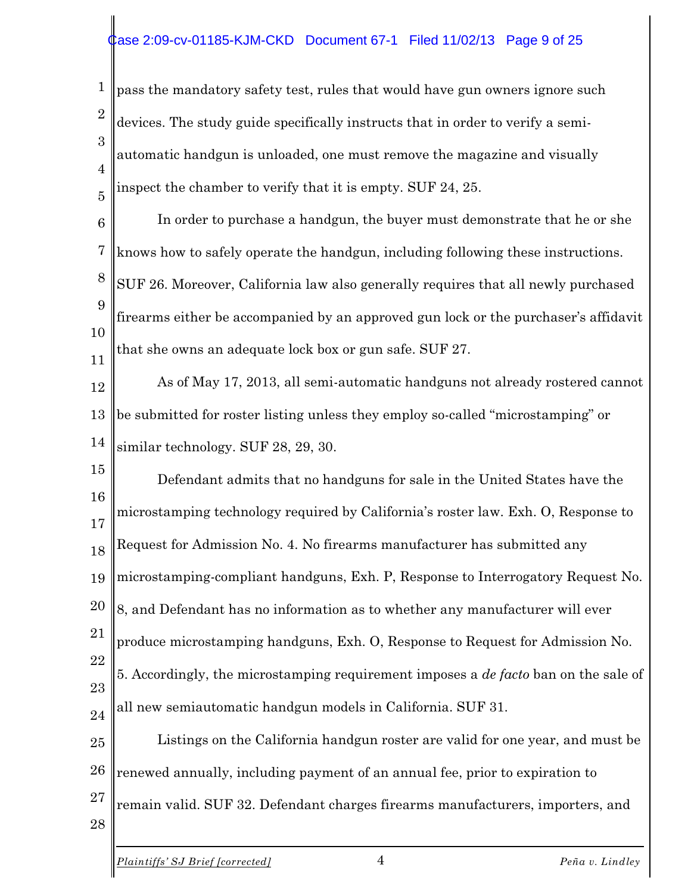pass the mandatory safety test, rules that would have gun owners ignore such devices. The study guide specifically instructs that in order to verify a semi-automatic handgun is unloaded, one must remove the magazine and visually inspect the chamber to verify that it is empty. SUF 24, 25.

In order to purchase a handgun, the buyer must demonstrate that he or she knows how to safely operate the handgun, including following these instructions. SUF 26. Moreover, California law also generally requires that all newly purchased firearms either be accompanied by an approved gun lock or the purchaser's affidavit that she owns an adequate lock box or gun safe. SUF 27.

As of May 17, 2013, all semi-automatic handguns not already rostered cannot be submitted for roster listing unless they employ so-called "microstamping" or similar technology. SUF 28, 29, 30.

Defendant admits that no handguns for sale in the United States have the microstamping technology required by California's roster law. Exh. O, Response to Request for Admission No. 4. No firearms manufacturer has submitted any microstamping-compliant handguns, Exh. P, Response to Interrogatory Request No. 8, and Defendant has no information as to whether any manufacturer will ever produce microstamping handguns, Exh. O, Response to Request for Admission No. 5. Accordingly, the microstamping requirement imposes a *de facto* ban on the sale of all new semiautomatic handgun models in California. SUF 31.

Listings on the California handgun roster are valid for one year, and must be renewed annually, including payment of an annual fee, prior to expiration to remain valid. SUF 32. Defendant charges firearms manufacturers, importers, and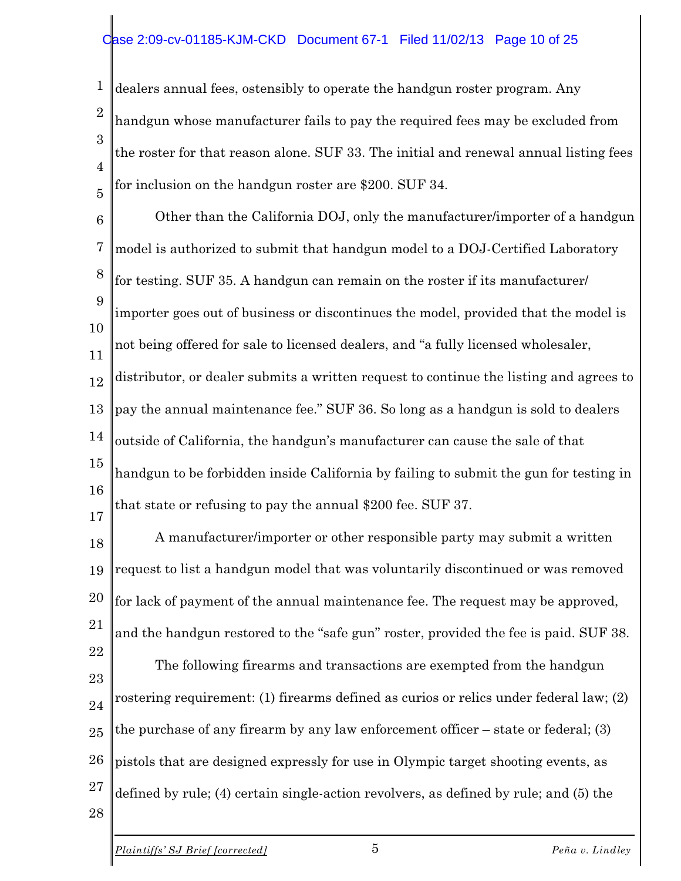dealers annual fees, ostensibly to operate the handgun roster program. Any handgun whose manufacturer fails to pay the required fees may be excluded from the roster for that reason alone. SUF 33. The initial and renewal annual listing fees for inclusion on the handgun roster are $200. SUF 34.

Other than the California DOJ, only the manufacturer/importer of a handgun model is authorized to submit that handgun model to a DOJ-Certified Laboratory for testing. SUF 35. A handgun can remain on the roster if its manufacturer/ importer goes out of business or discontinues the model, provided that the model is not being offered for sale to licensed dealers, and "a fully licensed wholesaler, distributor, or dealer submits a written request to continue the listing and agrees to pay the annual maintenance fee." SUF 36. So long as a handgun is sold to dealers outside of California, the handgun's manufacturer can cause the sale of that handgun to be forbidden inside California by failing to submit the gun for testing in that state or refusing to pay the annual $200 fee. SUF 37.

A manufacturer/importer or other responsible party may submit a written request to list a handgun model that was voluntarily discontinued or was removed for lack of payment of the annual maintenance fee. The request may be approved, and the handgun restored to the "safe gun" roster, provided the fee is paid. SUF 38.

The following firearms and transactions are exempted from the handgun rostering requirement: (1) firearms defined as curios or relics under federal law; (2) the purchase of any firearm by any law enforcement officer – state or federal; (3) pistols that are designed expressly for use in Olympic target shooting events, as defined by rule; (4) certain single-action revolvers, as defined by rule; and (5) the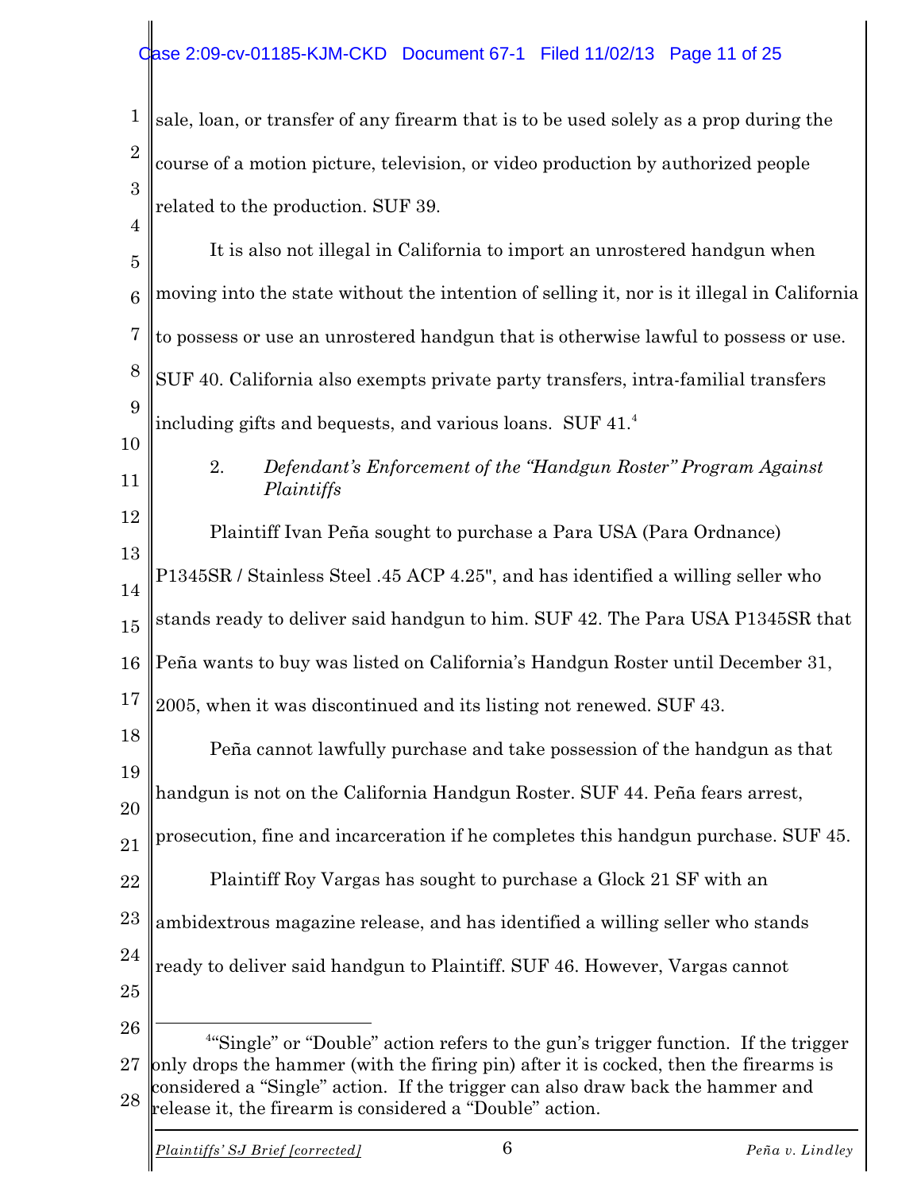sale, loan, or transfer of any firearm that is to be used solely as a prop during the course of a motion picture, television, or video production by authorized people related to the production. SUF 39.

It is also not illegal in California to import an unrostered handgun when moving into the state without the intention of selling it, nor is it illegal in California to possess or use an unrostered handgun that is otherwise lawful to possess or use. SUF 40. California also exempts private party transfers, intra-familial transfers including gifts and bequests, and various loans. SUF 41.[4]

2. *Defendant's Enforcement of the "Handgun Roster" Program Against Plaintiffs*

Plaintiff Ivan Peña sought to purchase a Para USA (Para Ordnance) P1345SR / Stainless Steel .45 ACP 4.25", and has identified a willing seller who stands ready to deliver said handgun to him. SUF 42. The Para USA P1345SR that Peña wants to buy was listed on California's Handgun Roster until December 31, 2005, when it was discontinued and its listing not renewed. SUF 43.

Peña cannot lawfully purchase and take possession of the handgun as that handgun is not on the California Handgun Roster. SUF 44. Peña fears arrest, prosecution, fine and incarceration if he completes this handgun purchase. SUF 45.

Plaintiff Roy Vargas has sought to purchase a Glock 21 SF with an ambidextrous magazine release, and has identified a willing seller who stands ready to deliver said handgun to Plaintiff. SUF 46. However, Vargas cannot

---

[4] "Single" or "Double" action refers to the gun's trigger function. If the trigger only drops the hammer (with the firing pin) after it is cocked, then the firearms is considered a "Single" action. If the trigger can also draw back the hammer and release it, the firearm is considered a "Double" action.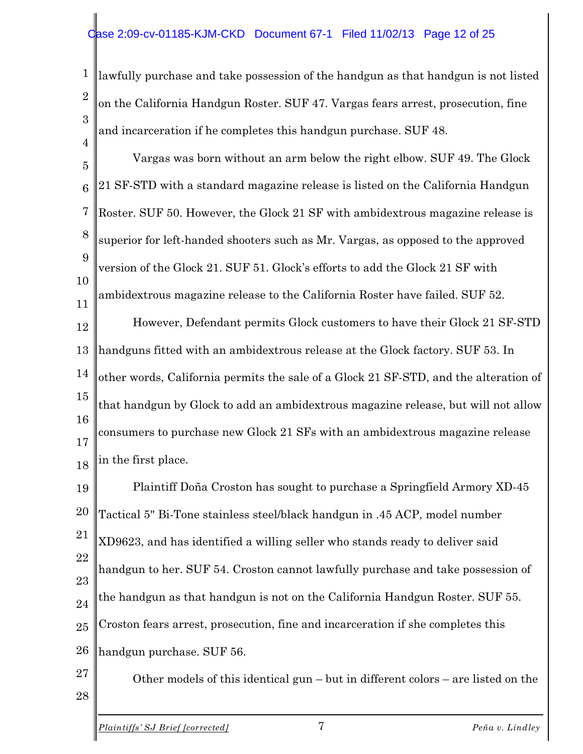lawfully purchase and take possession of the handgun as that handgun is not listed on the California Handgun Roster. SUF 47. Vargas fears arrest, prosecution, fine and incarceration if he completes this handgun purchase. SUF 48.

Vargas was born without an arm below the right elbow. SUF 49. The Glock 21 SF-STD with a standard magazine release is listed on the California Handgun Roster. SUF 50. However, the Glock 21 SF with ambidextrous magazine release is superior for left-handed shooters such as Mr. Vargas, as opposed to the approved version of the Glock 21. SUF 51. Glock's efforts to add the Glock 21 SF with ambidextrous magazine release to the California Roster have failed. SUF 52.

However, Defendant permits Glock customers to have their Glock 21 SF-STD handguns fitted with an ambidextrous release at the Glock factory. SUF 53. In other words, California permits the sale of a Glock 21 SF-STD, and the alteration of that handgun by Glock to add an ambidextrous magazine release, but will not allow consumers to purchase new Glock 21 SFs with an ambidextrous magazine release in the first place.

Plaintiff Doña Croston has sought to purchase a Springfield Armory XD-45 Tactical 5" Bi-Tone stainless steel/black handgun in .45 ACP, model number XD9623, and has identified a willing seller who stands ready to deliver said handgun to her. SUF 54. Croston cannot lawfully purchase and take possession of the handgun as that handgun is not on the California Handgun Roster. SUF 55. Croston fears arrest, prosecution, fine and incarceration if she completes this handgun purchase. SUF 56.

Other models of this identical gun – but in different colors – are listed on the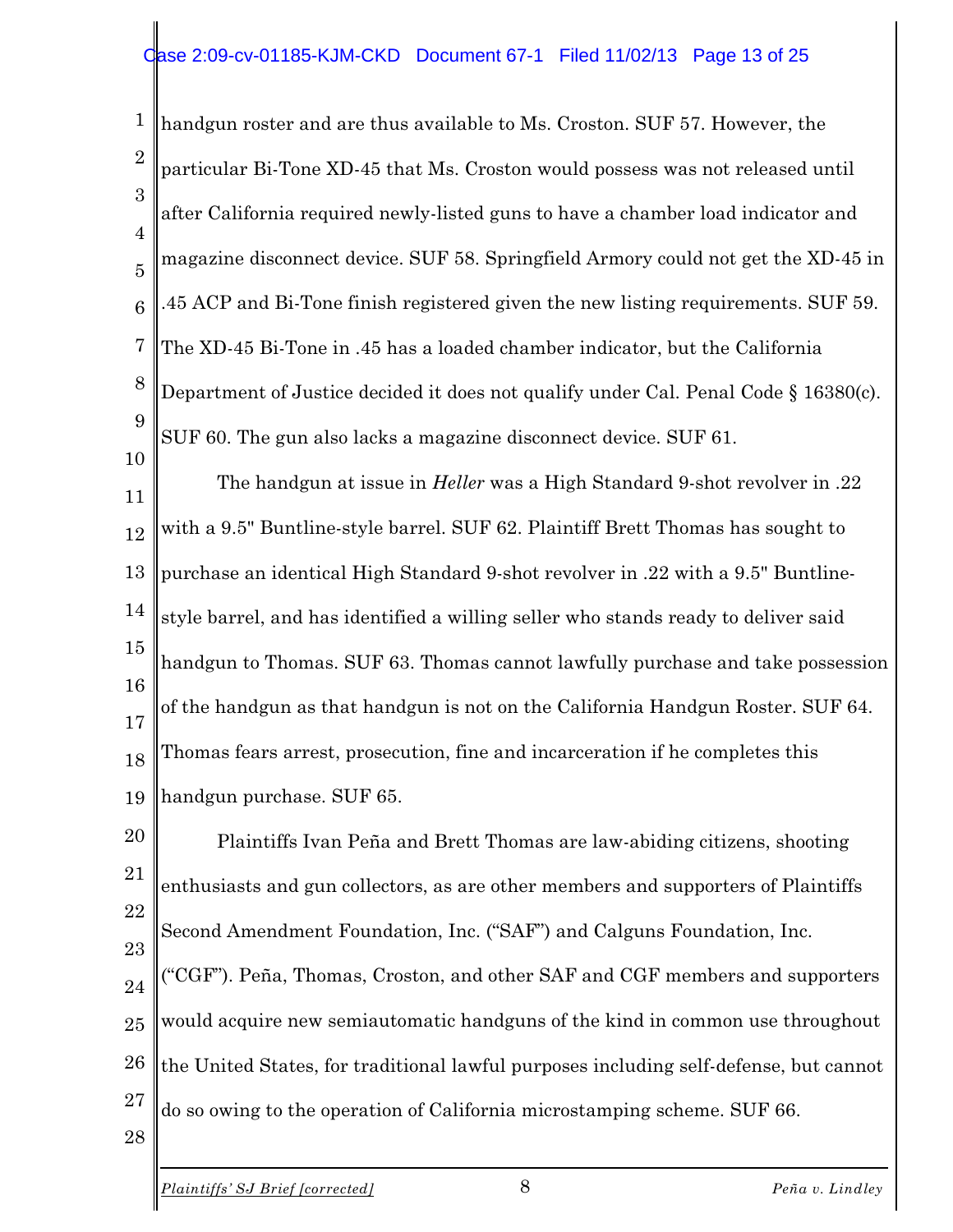handgun roster and are thus available to Ms. Croston. SUF 57. However, the particular Bi-Tone XD-45 that Ms. Croston would possess was not released until after California required newly-listed guns to have a chamber load indicator and magazine disconnect device. SUF 58. Springfield Armory could not get the XD-45 in .45 ACP and Bi-Tone finish registered given the new listing requirements. SUF 59. The XD-45 Bi-Tone in .45 has a loaded chamber indicator, but the California Department of Justice decided it does not qualify under Cal. Penal Code § 16380(c). SUF 60. The gun also lacks a magazine disconnect device. SUF 61.

The handgun at issue in *Heller* was a High Standard 9-shot revolver in .22 with a 9.5" Buntline-style barrel. SUF 62. Plaintiff Brett Thomas has sought to purchase an identical High Standard 9-shot revolver in .22 with a 9.5" Buntline-style barrel, and has identified a willing seller who stands ready to deliver said handgun to Thomas. SUF 63. Thomas cannot lawfully purchase and take possession of the handgun as that handgun is not on the California Handgun Roster. SUF 64. Thomas fears arrest, prosecution, fine and incarceration if he completes this handgun purchase. SUF 65.

Plaintiffs Ivan Peña and Brett Thomas are law-abiding citizens, shooting enthusiasts and gun collectors, as are other members and supporters of Plaintiffs Second Amendment Foundation, Inc. ("SAF") and Calguns Foundation, Inc. ("CGF"). Peña, Thomas, Croston, and other SAF and CGF members and supporters would acquire new semiautomatic handguns of the kind in common use throughout the United States, for traditional lawful purposes including self-defense, but cannot do so owing to the operation of California microstamping scheme. SUF 66.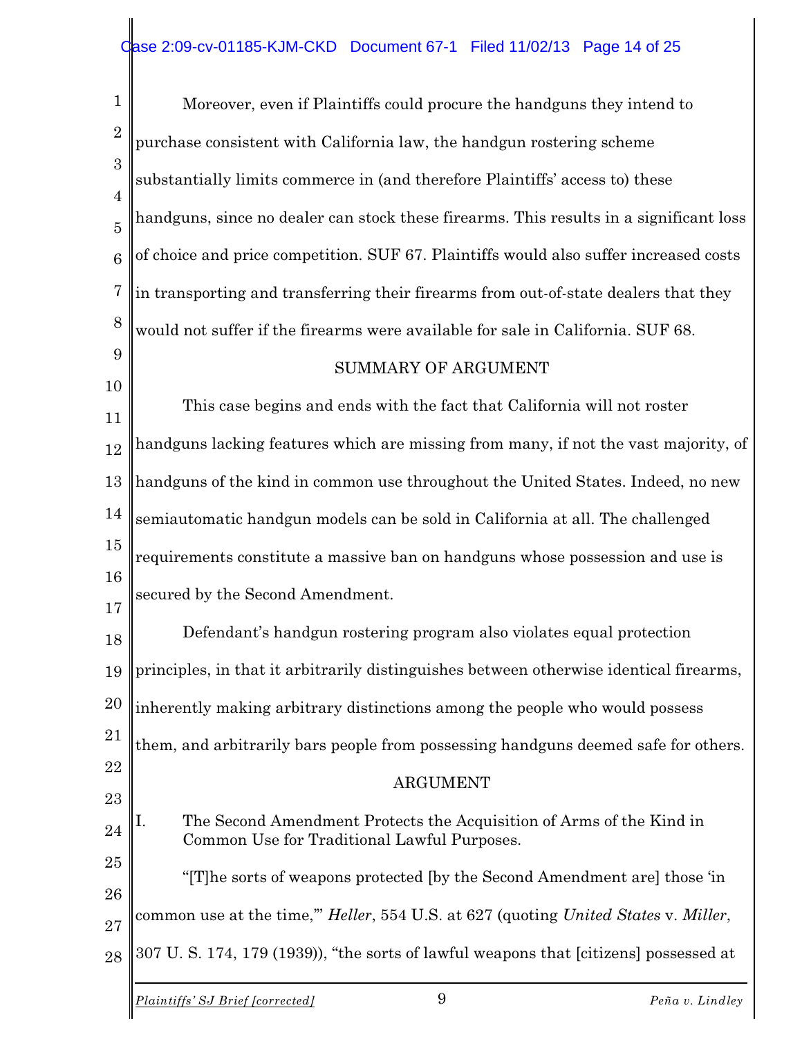Moreover, even if Plaintiffs could procure the handguns they intend to purchase consistent with California law, the handgun rostering scheme substantially limits commerce in (and therefore Plaintiffs' access to) these handguns, since no dealer can stock these firearms. This results in a significant loss of choice and price competition. SUF 67. Plaintiffs would also suffer increased costs in transporting and transferring their firearms from out-of-state dealers that they would not suffer if the firearms were available for sale in California. SUF 68.

## SUMMARY OF ARGUMENT

This case begins and ends with the fact that California will not roster handguns lacking features which are missing from many, if not the vast majority, of handguns of the kind in common use throughout the United States. Indeed, no new semiautomatic handgun models can be sold in California at all. The challenged requirements constitute a massive ban on handguns whose possession and use is secured by the Second Amendment.

Defendant's handgun rostering program also violates equal protection principles, in that it arbitrarily distinguishes between otherwise identical firearms, inherently making arbitrary distinctions among the people who would possess them, and arbitrarily bars people from possessing handguns deemed safe for others.

## ARGUMENT

### I. The Second Amendment Protects the Acquisition of Arms of the Kind in Common Use for Traditional Lawful Purposes.

"[T]he sorts of weapons protected [by the Second Amendment are] those 'in common use at the time,'" *Heller*, 554 U.S. at 627 (quoting *United States* v. *Miller*, 307 U. S. 174, 179 (1939)), "the sorts of lawful weapons that [citizens] possessed at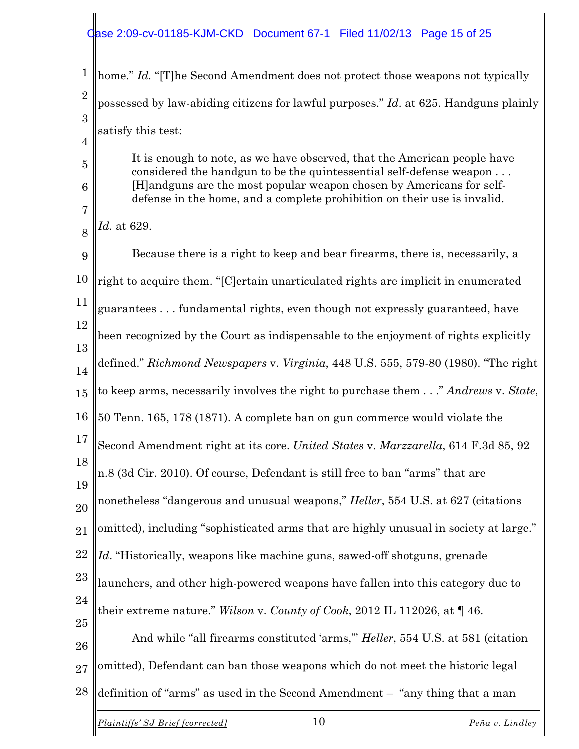home." *Id.* "[T]he Second Amendment does not protect those weapons not typically possessed by law-abiding citizens for lawful purposes." *Id*. at 625. Handguns plainly satisfy this test:

> It is enough to note, as we have observed, that the American people have considered the handgun to be the quintessential self-defense weapon . . . [H]andguns are the most popular weapon chosen by Americans for self-defense in the home, and a complete prohibition on their use is invalid.

*Id.* at 629.

Because there is a right to keep and bear firearms, there is, necessarily, a right to acquire them. "[C]ertain unarticulated rights are implicit in enumerated guarantees . . . fundamental rights, even though not expressly guaranteed, have been recognized by the Court as indispensable to the enjoyment of rights explicitly defined." *Richmond Newspapers* v. *Virginia*, 448 U.S. 555, 579-80 (1980). "The right to keep arms, necessarily involves the right to purchase them . . ." *Andrews* v. *State*, 50 Tenn. 165, 178 (1871). A complete ban on gun commerce would violate the Second Amendment right at its core. *United States* v. *Marzzarella*, 614 F.3d 85, 92 n.8 (3d Cir. 2010). Of course, Defendant is still free to ban "arms" that are nonetheless "dangerous and unusual weapons," *Heller*, 554 U.S. at 627 (citations omitted), including "sophisticated arms that are highly unusual in society at large." *Id*. "Historically, weapons like machine guns, sawed-off shotguns, grenade launchers, and other high-powered weapons have fallen into this category due to their extreme nature." *Wilson* v. *County of Cook*, 2012 IL 112026, at ¶ 46.

And while "all firearms constituted 'arms,'" *Heller*, 554 U.S. at 581 (citation omitted), Defendant can ban those weapons which do not meet the historic legal definition of "arms" as used in the Second Amendment – "any thing that a man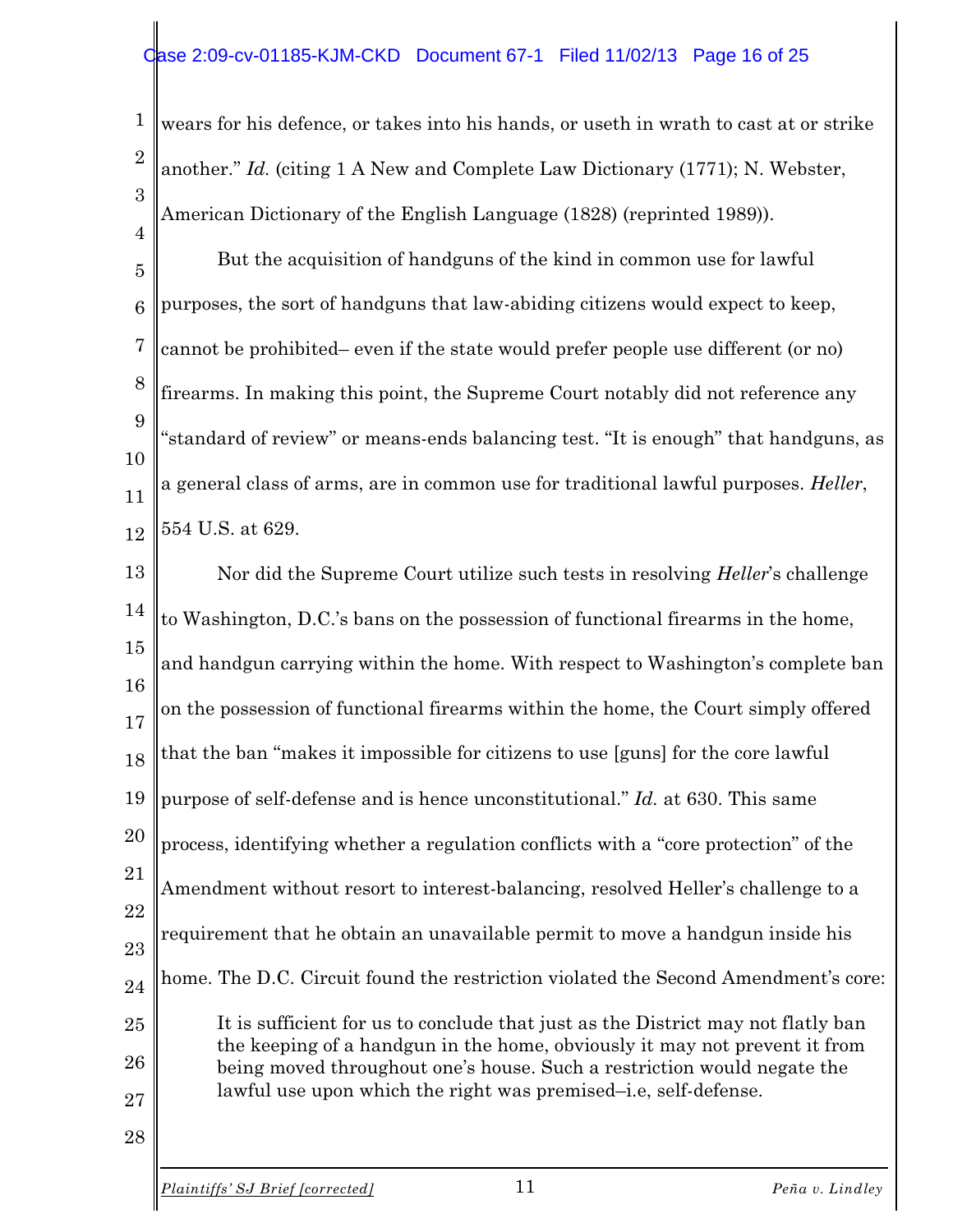wears for his defence, or takes into his hands, or useth in wrath to cast at or strike another." *Id.* (citing 1 A New and Complete Law Dictionary (1771); N. Webster, American Dictionary of the English Language (1828) (reprinted 1989)).

But the acquisition of handguns of the kind in common use for lawful purposes, the sort of handguns that law-abiding citizens would expect to keep, cannot be prohibited– even if the state would prefer people use different (or no) firearms. In making this point, the Supreme Court notably did not reference any "standard of review" or means-ends balancing test. "It is enough" that handguns, as a general class of arms, are in common use for traditional lawful purposes. *Heller*, 554 U.S. at 629.

Nor did the Supreme Court utilize such tests in resolving *Heller*'s challenge to Washington, D.C.'s bans on the possession of functional firearms in the home, and handgun carrying within the home. With respect to Washington's complete ban on the possession of functional firearms within the home, the Court simply offered that the ban "makes it impossible for citizens to use [guns] for the core lawful purpose of self-defense and is hence unconstitutional." *Id.* at 630. This same process, identifying whether a regulation conflicts with a "core protection" of the Amendment without resort to interest-balancing, resolved Heller's challenge to a requirement that he obtain an unavailable permit to move a handgun inside his home. The D.C. Circuit found the restriction violated the Second Amendment's core:

> It is sufficient for us to conclude that just as the District may not flatly ban the keeping of a handgun in the home, obviously it may not prevent it from being moved throughout one's house. Such a restriction would negate the lawful use upon which the right was premised–i.e, self-defense.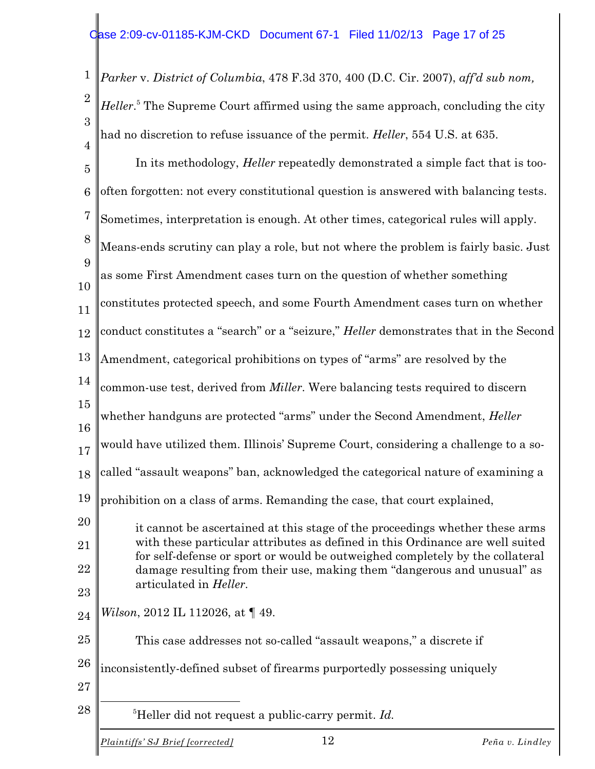*Parker* v. *District of Columbia*, 478 F.3d 370, 400 (D.C. Cir. 2007), *aff'd sub nom, Heller*.[5] The Supreme Court affirmed using the same approach, concluding the city had no discretion to refuse issuance of the permit. *Heller*, 554 U.S. at 635.

In its methodology, *Heller* repeatedly demonstrated a simple fact that is too-often forgotten: not every constitutional question is answered with balancing tests. Sometimes, interpretation is enough. At other times, categorical rules will apply. Means-ends scrutiny can play a role, but not where the problem is fairly basic. Just as some First Amendment cases turn on the question of whether something constitutes protected speech, and some Fourth Amendment cases turn on whether conduct constitutes a "search" or a "seizure," *Heller* demonstrates that in the Second Amendment, categorical prohibitions on types of "arms" are resolved by the common-use test, derived from *Miller*. Were balancing tests required to discern whether handguns are protected "arms" under the Second Amendment, *Heller* would have utilized them. Illinois' Supreme Court, considering a challenge to a so-called "assault weapons" ban, acknowledged the categorical nature of examining a prohibition on a class of arms. Remanding the case, that court explained,

> it cannot be ascertained at this stage of the proceedings whether these arms with these particular attributes as defined in this Ordinance are well suited for self-defense or sport or would be outweighed completely by the collateral damage resulting from their use, making them "dangerous and unusual" as articulated in *Heller*.

*Wilson*, 2012 IL 112026, at ¶ 49.

This case addresses not so-called "assault weapons," a discrete if inconsistently-defined subset of firearms purportedly possessing uniquely

---

[5] Heller did not request a public-carry permit. *Id.*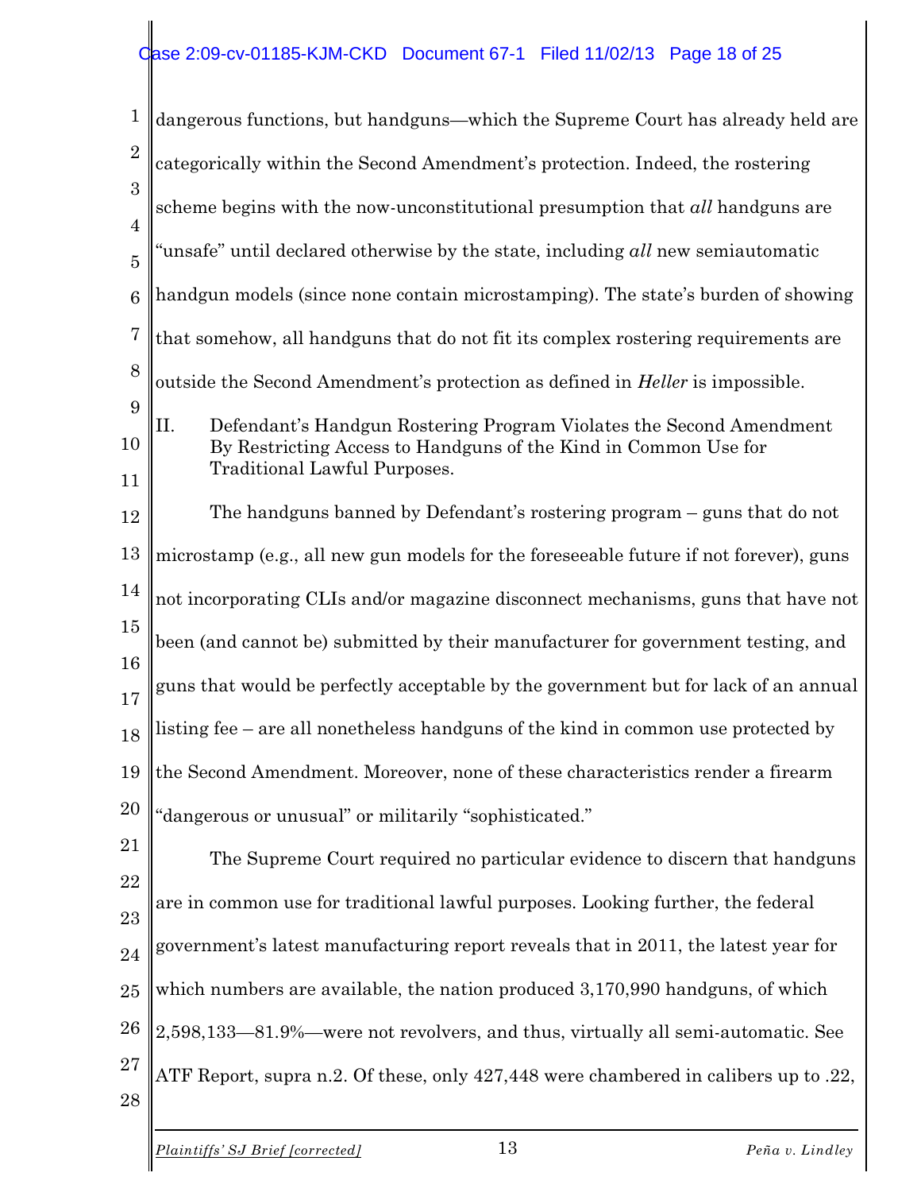dangerous functions, but handguns—which the Supreme Court has already held are categorically within the Second Amendment's protection. Indeed, the rostering scheme begins with the now-unconstitutional presumption that *all* handguns are "unsafe" until declared otherwise by the state, including *all* new semiautomatic handgun models (since none contain microstamping). The state's burden of showing that somehow, all handguns that do not fit its complex rostering requirements are outside the Second Amendment's protection as defined in *Heller* is impossible.

## II. Defendant's Handgun Rostering Program Violates the Second Amendment By Restricting Access to Handguns of the Kind in Common Use for Traditional Lawful Purposes.

The handguns banned by Defendant's rostering program – guns that do not microstamp (e.g., all new gun models for the foreseeable future if not forever), guns not incorporating CLIs and/or magazine disconnect mechanisms, guns that have not been (and cannot be) submitted by their manufacturer for government testing, and guns that would be perfectly acceptable by the government but for lack of an annual listing fee – are all nonetheless handguns of the kind in common use protected by the Second Amendment. Moreover, none of these characteristics render a firearm "dangerous or unusual" or militarily "sophisticated."

The Supreme Court required no particular evidence to discern that handguns are in common use for traditional lawful purposes. Looking further, the federal government's latest manufacturing report reveals that in 2011, the latest year for which numbers are available, the nation produced 3,170,990 handguns, of which 2,598,133—81.9%—were not revolvers, and thus, virtually all semi-automatic. See ATF Report, supra n.2. Of these, only 427,448 were chambered in calibers up to .22,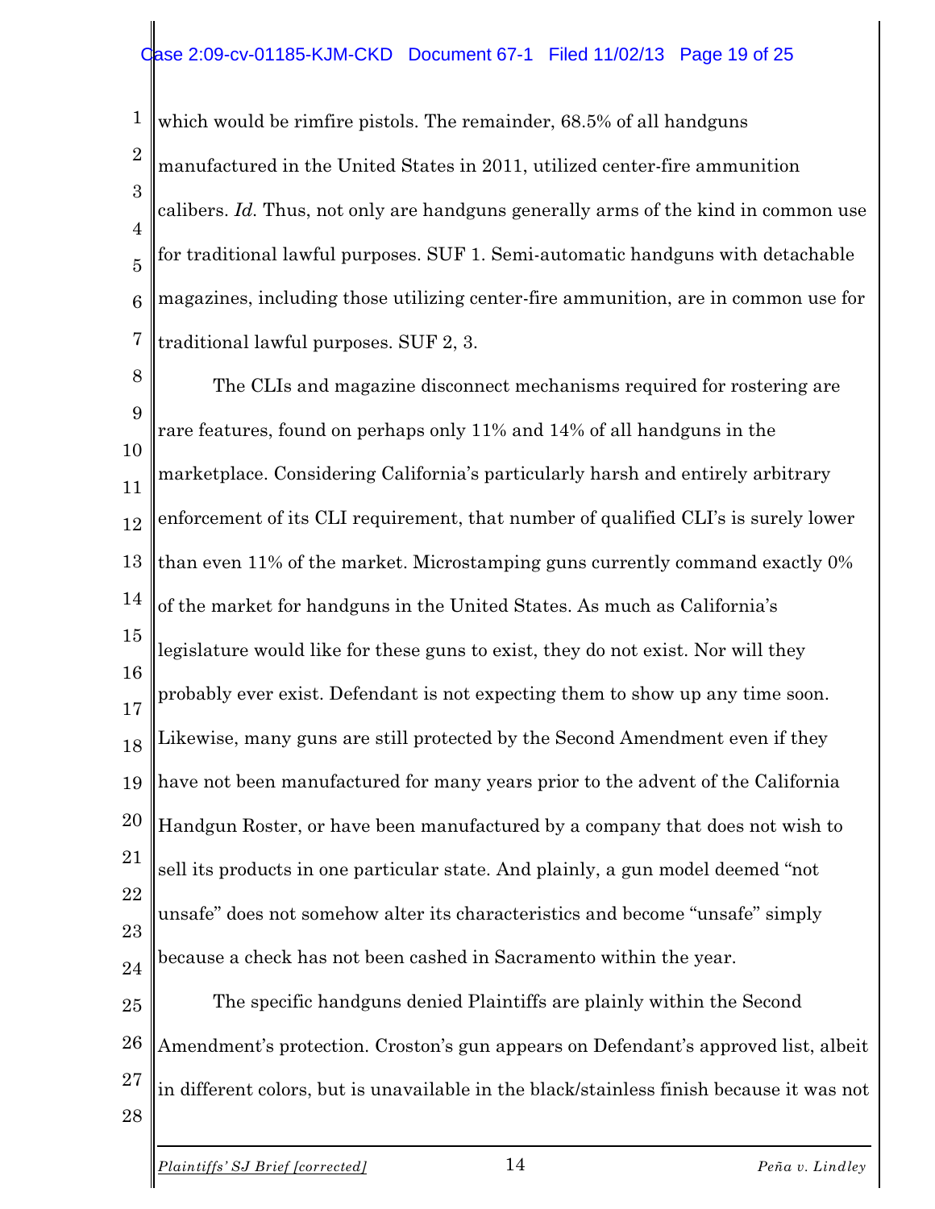which would be rimfire pistols. The remainder, 68.5% of all handguns manufactured in the United States in 2011, utilized center-fire ammunition calibers. *Id.* Thus, not only are handguns generally arms of the kind in common use for traditional lawful purposes. SUF 1. Semi-automatic handguns with detachable magazines, including those utilizing center-fire ammunition, are in common use for traditional lawful purposes. SUF 2, 3.

The CLIs and magazine disconnect mechanisms required for rostering are rare features, found on perhaps only 11% and 14% of all handguns in the marketplace. Considering California's particularly harsh and entirely arbitrary enforcement of its CLI requirement, that number of qualified CLI's is surely lower than even 11% of the market. Microstamping guns currently command exactly 0% of the market for handguns in the United States. As much as California's legislature would like for these guns to exist, they do not exist. Nor will they probably ever exist. Defendant is not expecting them to show up any time soon. Likewise, many guns are still protected by the Second Amendment even if they have not been manufactured for many years prior to the advent of the California Handgun Roster, or have been manufactured by a company that does not wish to sell its products in one particular state. And plainly, a gun model deemed "not unsafe" does not somehow alter its characteristics and become "unsafe" simply because a check has not been cashed in Sacramento within the year.

The specific handguns denied Plaintiffs are plainly within the Second Amendment's protection. Croston's gun appears on Defendant's approved list, albeit in different colors, but is unavailable in the black/stainless finish because it was not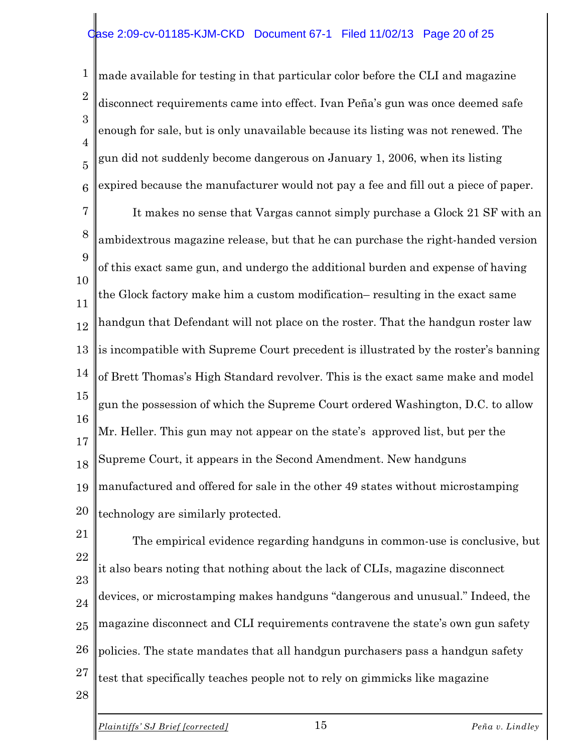made available for testing in that particular color before the CLI and magazine disconnect requirements came into effect. Ivan Peña's gun was once deemed safe enough for sale, but is only unavailable because its listing was not renewed. The gun did not suddenly become dangerous on January 1, 2006, when its listing expired because the manufacturer would not pay a fee and fill out a piece of paper.

It makes no sense that Vargas cannot simply purchase a Glock 21 SF with an ambidextrous magazine release, but that he can purchase the right-handed version of this exact same gun, and undergo the additional burden and expense of having the Glock factory make him a custom modification– resulting in the exact same handgun that Defendant will not place on the roster. That the handgun roster law is incompatible with Supreme Court precedent is illustrated by the roster's banning of Brett Thomas's High Standard revolver. This is the exact same make and model gun the possession of which the Supreme Court ordered Washington, D.C. to allow Mr. Heller. This gun may not appear on the state's approved list, but per the Supreme Court, it appears in the Second Amendment. New handguns manufactured and offered for sale in the other 49 states without microstamping technology are similarly protected.

The empirical evidence regarding handguns in common-use is conclusive, but it also bears noting that nothing about the lack of CLIs, magazine disconnect devices, or microstamping makes handguns "dangerous and unusual." Indeed, the magazine disconnect and CLI requirements contravene the state's own gun safety policies. The state mandates that all handgun purchasers pass a handgun safety test that specifically teaches people not to rely on gimmicks like magazine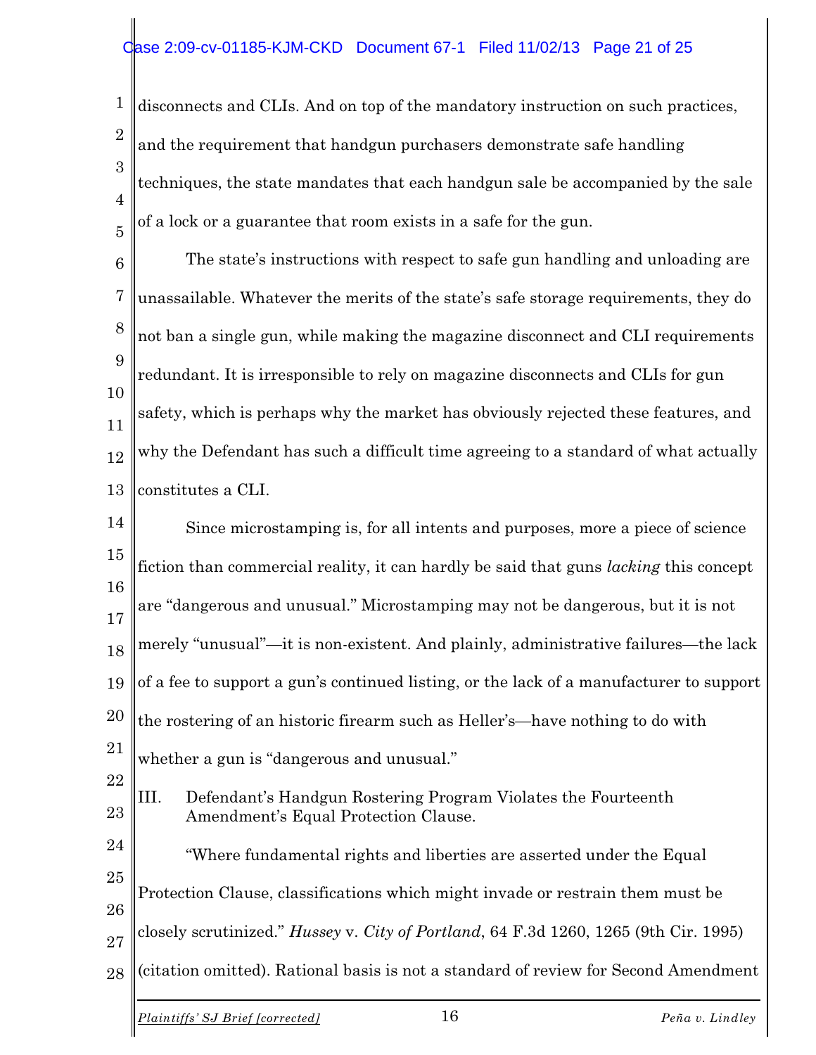disconnects and CLIs. And on top of the mandatory instruction on such practices, and the requirement that handgun purchasers demonstrate safe handling techniques, the state mandates that each handgun sale be accompanied by the sale of a lock or a guarantee that room exists in a safe for the gun.

The state's instructions with respect to safe gun handling and unloading are unassailable. Whatever the merits of the state's safe storage requirements, they do not ban a single gun, while making the magazine disconnect and CLI requirements redundant. It is irresponsible to rely on magazine disconnects and CLIs for gun safety, which is perhaps why the market has obviously rejected these features, and why the Defendant has such a difficult time agreeing to a standard of what actually constitutes a CLI.

Since microstamping is, for all intents and purposes, more a piece of science fiction than commercial reality, it can hardly be said that guns *lacking* this concept are "dangerous and unusual." Microstamping may not be dangerous, but it is not merely "unusual"—it is non-existent. And plainly, administrative failures—the lack of a fee to support a gun's continued listing, or the lack of a manufacturer to support the rostering of an historic firearm such as Heller's—have nothing to do with whether a gun is "dangerous and unusual."

III. Defendant's Handgun Rostering Program Violates the Fourteenth Amendment's Equal Protection Clause.

"Where fundamental rights and liberties are asserted under the Equal Protection Clause, classifications which might invade or restrain them must be closely scrutinized." *Hussey* v. *City of Portland*, 64 F.3d 1260, 1265 (9th Cir. 1995) (citation omitted). Rational basis is not a standard of review for Second Amendment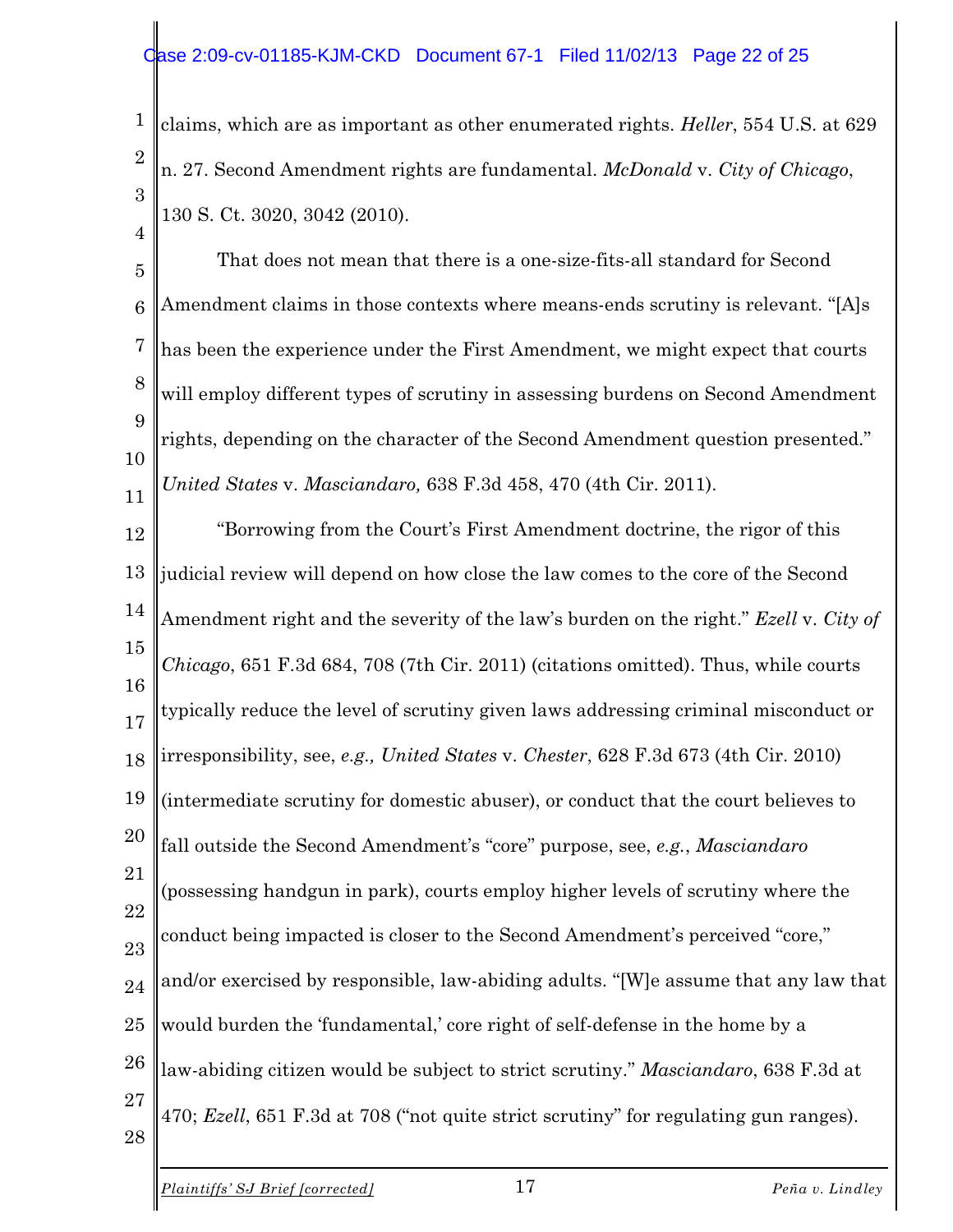claims, which are as important as other enumerated rights. *Heller*, 554 U.S. at 629 n. 27. Second Amendment rights are fundamental. *McDonald* v. *City of Chicago*, 130 S. Ct. 3020, 3042 (2010).

That does not mean that there is a one-size-fits-all standard for Second Amendment claims in those contexts where means-ends scrutiny is relevant. "[A]s has been the experience under the First Amendment, we might expect that courts will employ different types of scrutiny in assessing burdens on Second Amendment rights, depending on the character of the Second Amendment question presented." *United States* v. *Masciandaro,* 638 F.3d 458, 470 (4th Cir. 2011).

"Borrowing from the Court's First Amendment doctrine, the rigor of this judicial review will depend on how close the law comes to the core of the Second Amendment right and the severity of the law's burden on the right." *Ezell* v. *City of Chicago*, 651 F.3d 684, 708 (7th Cir. 2011) (citations omitted). Thus, while courts typically reduce the level of scrutiny given laws addressing criminal misconduct or irresponsibility, see, *e.g., United States* v. *Chester*, 628 F.3d 673 (4th Cir. 2010) (intermediate scrutiny for domestic abuser), or conduct that the court believes to fall outside the Second Amendment's "core" purpose, see, *e.g.*, *Masciandaro* (possessing handgun in park), courts employ higher levels of scrutiny where the conduct being impacted is closer to the Second Amendment's perceived "core," and/or exercised by responsible, law-abiding adults. "[W]e assume that any law that would burden the 'fundamental,' core right of self-defense in the home by a law-abiding citizen would be subject to strict scrutiny." *Masciandaro*, 638 F.3d at 470; *Ezell*, 651 F.3d at 708 ("not quite strict scrutiny" for regulating gun ranges).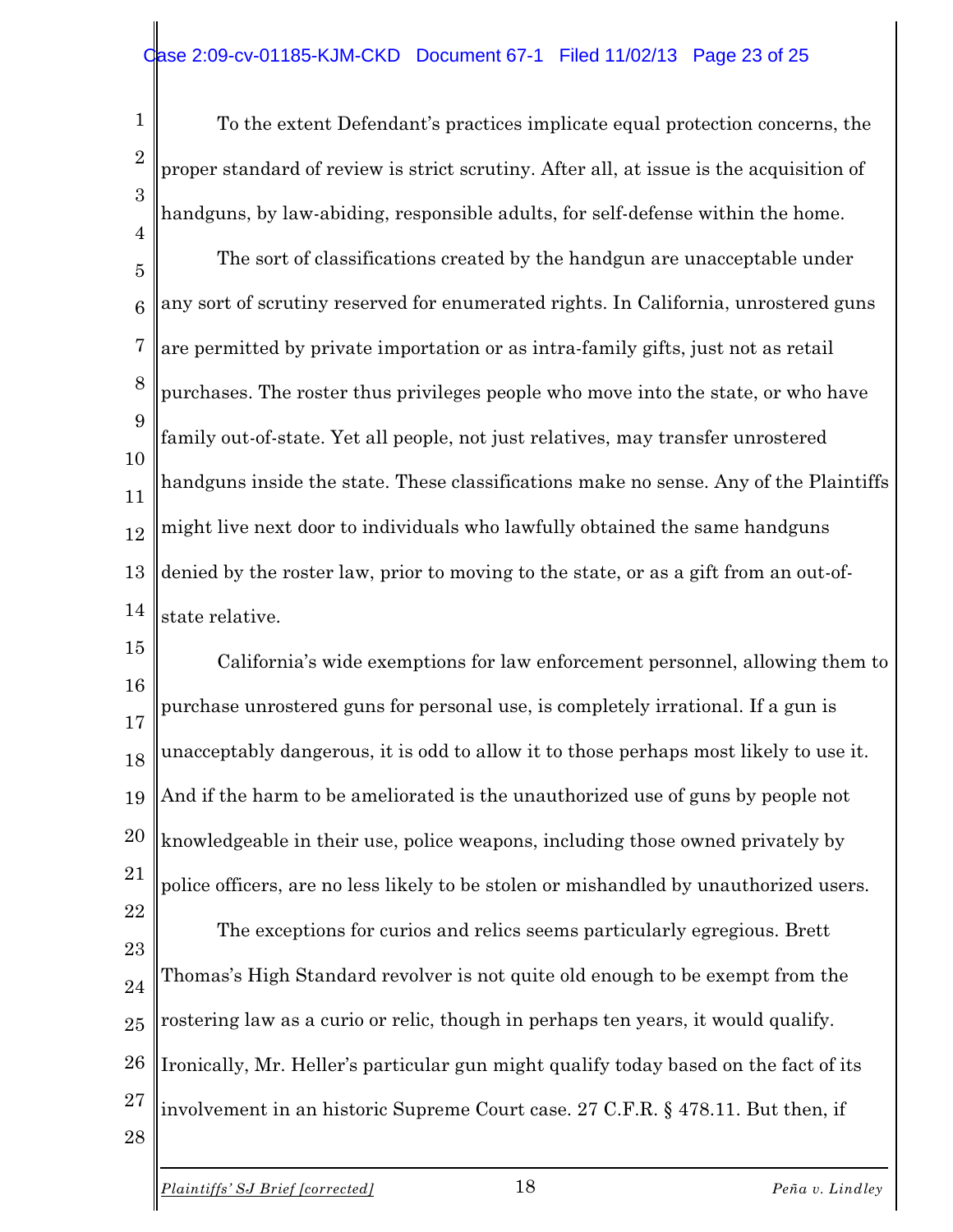To the extent Defendant's practices implicate equal protection concerns, the proper standard of review is strict scrutiny. After all, at issue is the acquisition of handguns, by law-abiding, responsible adults, for self-defense within the home.

The sort of classifications created by the handgun are unacceptable under any sort of scrutiny reserved for enumerated rights. In California, unrostered guns are permitted by private importation or as intra-family gifts, just not as retail purchases. The roster thus privileges people who move into the state, or who have family out-of-state. Yet all people, not just relatives, may transfer unrostered handguns inside the state. These classifications make no sense. Any of the Plaintiffs might live next door to individuals who lawfully obtained the same handguns denied by the roster law, prior to moving to the state, or as a gift from an out-of-state relative.

California's wide exemptions for law enforcement personnel, allowing them to purchase unrostered guns for personal use, is completely irrational. If a gun is unacceptably dangerous, it is odd to allow it to those perhaps most likely to use it. And if the harm to be ameliorated is the unauthorized use of guns by people not knowledgeable in their use, police weapons, including those owned privately by police officers, are no less likely to be stolen or mishandled by unauthorized users.

The exceptions for curios and relics seems particularly egregious. Brett Thomas's High Standard revolver is not quite old enough to be exempt from the rostering law as a curio or relic, though in perhaps ten years, it would qualify. Ironically, Mr. Heller's particular gun might qualify today based on the fact of its involvement in an historic Supreme Court case. 27 C.F.R. § 478.11. But then, if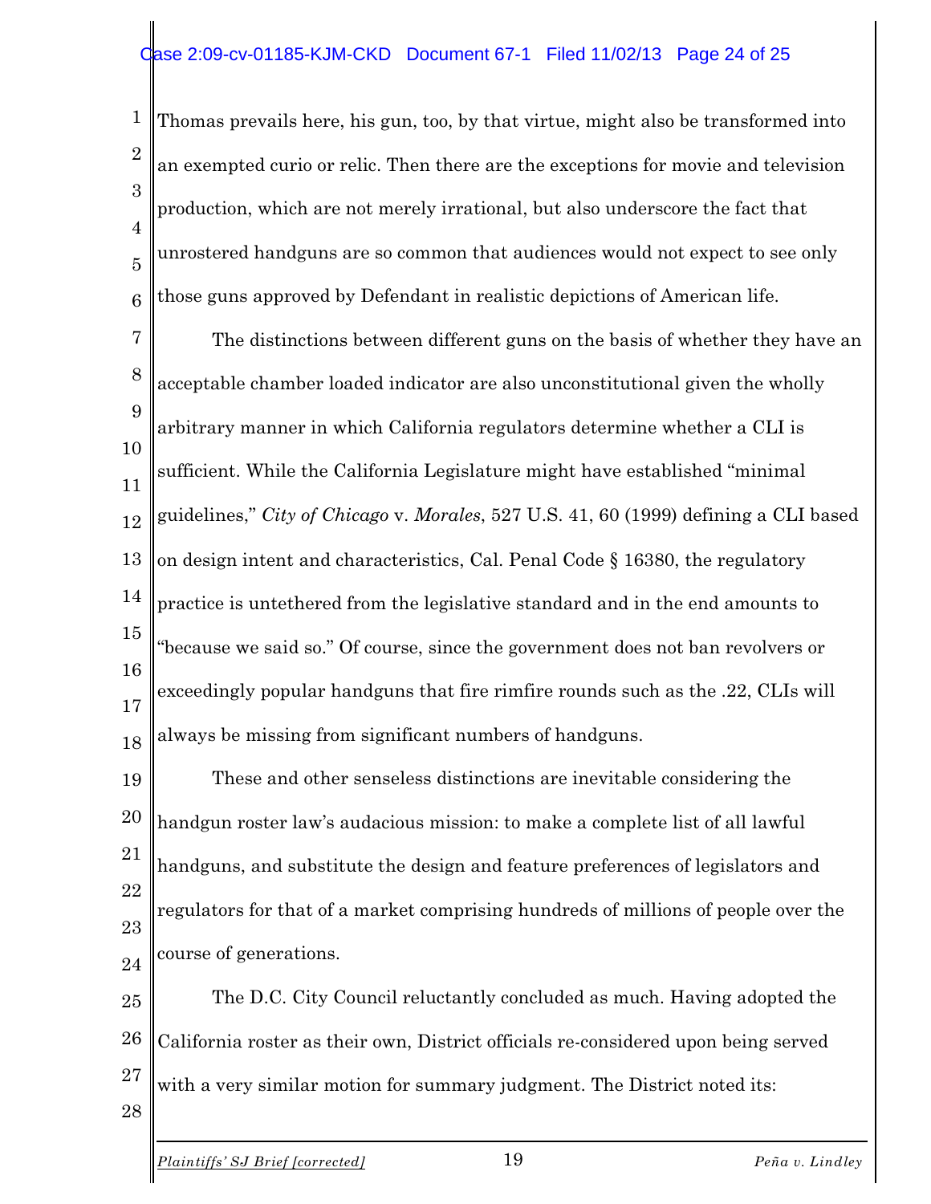Thomas prevails here, his gun, too, by that virtue, might also be transformed into an exempted curio or relic. Then there are the exceptions for movie and television production, which are not merely irrational, but also underscore the fact that unrostered handguns are so common that audiences would not expect to see only those guns approved by Defendant in realistic depictions of American life.

The distinctions between different guns on the basis of whether they have an acceptable chamber loaded indicator are also unconstitutional given the wholly arbitrary manner in which California regulators determine whether a CLI is sufficient. While the California Legislature might have established "minimal guidelines," *City of Chicago* v. *Morales*, 527 U.S. 41, 60 (1999) defining a CLI based on design intent and characteristics, Cal. Penal Code § 16380, the regulatory practice is untethered from the legislative standard and in the end amounts to "because we said so." Of course, since the government does not ban revolvers or exceedingly popular handguns that fire rimfire rounds such as the .22, CLIs will always be missing from significant numbers of handguns.

These and other senseless distinctions are inevitable considering the handgun roster law's audacious mission: to make a complete list of all lawful handguns, and substitute the design and feature preferences of legislators and regulators for that of a market comprising hundreds of millions of people over the course of generations.

The D.C. City Council reluctantly concluded as much. Having adopted the California roster as their own, District officials re-considered upon being served with a very similar motion for summary judgment. The District noted its: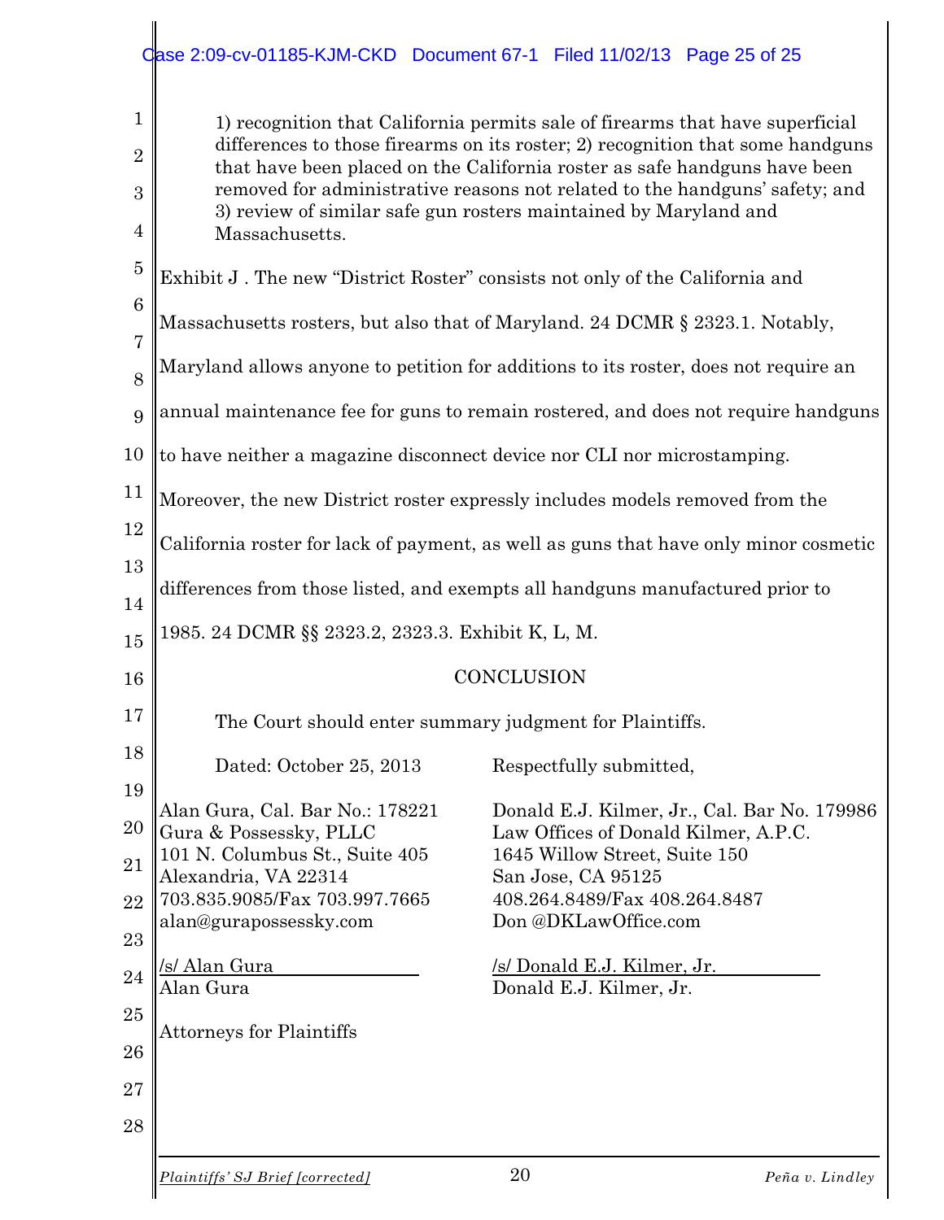1) recognition that California permits sale of firearms that have superficial differences to those firearms on its roster; 2) recognition that some handguns that have been placed on the California roster as safe handguns have been removed for administrative reasons not related to the handguns' safety; and 3) review of similar safe gun rosters maintained by Maryland and Massachusetts.

Exhibit J . The new "District Roster" consists not only of the California and Massachusetts rosters, but also that of Maryland. 24 DCMR § 2323.1. Notably, Maryland allows anyone to petition for additions to its roster, does not require an annual maintenance fee for guns to remain rostered, and does not require handguns to have neither a magazine disconnect device nor CLI nor microstamping. Moreover, the new District roster expressly includes models removed from the California roster for lack of payment, as well as guns that have only minor cosmetic differences from those listed, and exempts all handguns manufactured prior to 1985. 24 DCMR §§ 2323.2, 2323.3. Exhibit K, L, M.

## CONCLUSION

The Court should enter summary judgment for Plaintiffs.

Dated: October 25, 2013

Respectfully submitted,

Alan Gura, Cal. Bar No.: 178221
Gura & Possessky, PLLC
101 N. Columbus St., Suite 405
Alexandria, VA 22314
703.835.9085/Fax 703.997.7665
alan@gurapossessky.com

/s/ Alan Gura
Alan Gura

Donald E.J. Kilmer, Jr., Cal. Bar No. 179986
Law Offices of Donald Kilmer, A.P.C.
1645 Willow Street, Suite 150
San Jose, CA 95125
408.264.8489/Fax 408.264.8487
Don @DKLawOffice.com

/s/ Donald E.J. Kilmer, Jr.
Donald E.J. Kilmer, Jr.

Attorneys for Plaintiffs